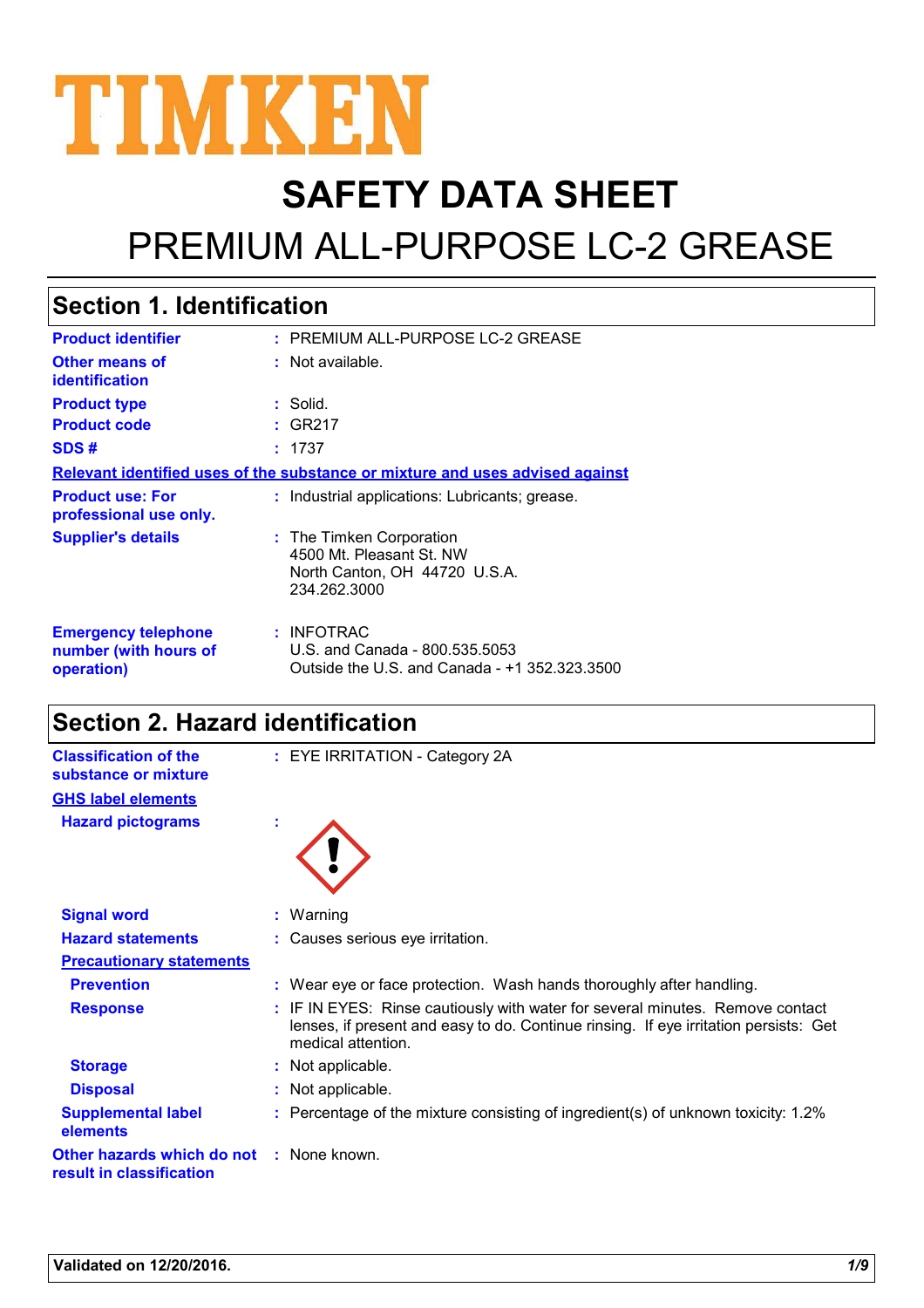TIMKEN

# SAFETY DATA SHEET

# PREMIUM ALL-PURPOSE LC-2 GREASE

## Section 1. Identification

| | |
|---|---|
| **Product identifier** | : PREMIUM ALL-PURPOSE LC-2 GREASE |
| **Other means of identification** | : Not available. |
| **Product type** | : Solid. |
| **Product code** | : GR217 |
| **SDS #** | : 1737 |

**Relevant identified uses of the substance or mixture and uses advised against**

| | |
|---|---|
| **Product use: For professional use only.** | : Industrial applications: Lubricants; grease. |
| **Supplier's details** | : The Timken Corporation<br>4500 Mt. Pleasant St. NW<br>North Canton, OH 44720 U.S.A.<br>234.262.3000 |
| **Emergency telephone number (with hours of operation)** | : INFOTRAC<br>U.S. and Canada - 800.535.5053<br>Outside the U.S. and Canada - +1 352.323.3500 |

## Section 2. Hazard identification

| | |
|---|---|
| **Classification of the substance or mixture** | : EYE IRRITATION - Category 2A |

**GHS label elements**

| | |
|---|---|
| **Hazard pictograms** | : |
| **Signal word** | : Warning |
| **Hazard statements** | : Causes serious eye irritation. |

**Precautionary statements**

| | |
|---|---|
| **Prevention** | : Wear eye or face protection. Wash hands thoroughly after handling. |
| **Response** | : IF IN EYES: Rinse cautiously with water for several minutes. Remove contact lenses, if present and easy to do. Continue rinsing. If eye irritation persists: Get medical attention. |
| **Storage** | : Not applicable. |
| **Disposal** | : Not applicable. |
| **Supplemental label elements** | : Percentage of the mixture consisting of ingredient(s) of unknown toxicity: 1.2% |
| **Other hazards which do not result in classification** | : None known. |

**Validated on 12/20/2016.**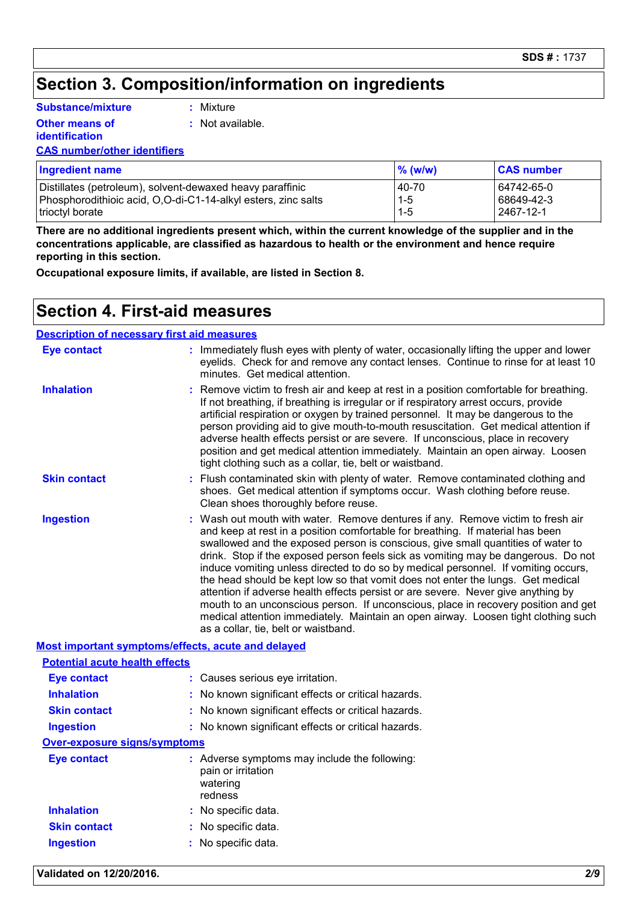## Section 3. Composition/information on ingredients

**Substance/mixture** : Mixture

**Other means of identification** : Not available.

**CAS number/other identifiers**

| Ingredient name | % (w/w) | CAS number |
|---|---|---|
| Distillates (petroleum), solvent-dewaxed heavy paraffinic | 40-70 | 64742-65-0 |
| Phosphorodithioic acid, O,O-di-C1-14-alkyl esters, zinc salts | 1-5 | 68649-42-3 |
| trioctyl borate | 1-5 | 2467-12-1 |

**There are no additional ingredients present which, within the current knowledge of the supplier and in the concentrations applicable, are classified as hazardous to health or the environment and hence require reporting in this section.**

**Occupational exposure limits, if available, are listed in Section 8.**

## Section 4. First-aid measures

**Description of necessary first aid measures**

**Eye contact** : Immediately flush eyes with plenty of water, occasionally lifting the upper and lower eyelids. Check for and remove any contact lenses. Continue to rinse for at least 10 minutes. Get medical attention.

**Inhalation** : Remove victim to fresh air and keep at rest in a position comfortable for breathing. If not breathing, if breathing is irregular or if respiratory arrest occurs, provide artificial respiration or oxygen by trained personnel. It may be dangerous to the person providing aid to give mouth-to-mouth resuscitation. Get medical attention if adverse health effects persist or are severe. If unconscious, place in recovery position and get medical attention immediately. Maintain an open airway. Loosen tight clothing such as a collar, tie, belt or waistband.

**Skin contact** : Flush contaminated skin with plenty of water. Remove contaminated clothing and shoes. Get medical attention if symptoms occur. Wash clothing before reuse. Clean shoes thoroughly before reuse.

**Ingestion** : Wash out mouth with water. Remove dentures if any. Remove victim to fresh air and keep at rest in a position comfortable for breathing. If material has been swallowed and the exposed person is conscious, give small quantities of water to drink. Stop if the exposed person feels sick as vomiting may be dangerous. Do not induce vomiting unless directed to do so by medical personnel. If vomiting occurs, the head should be kept low so that vomit does not enter the lungs. Get medical attention if adverse health effects persist or are severe. Never give anything by mouth to an unconscious person. If unconscious, place in recovery position and get medical attention immediately. Maintain an open airway. Loosen tight clothing such as a collar, tie, belt or waistband.

**Most important symptoms/effects, acute and delayed**

**Potential acute health effects**

**Eye contact** : Causes serious eye irritation.

**Inhalation** : No known significant effects or critical hazards.

**Skin contact** : No known significant effects or critical hazards.

**Ingestion** : No known significant effects or critical hazards.

**Over-exposure signs/symptoms**

**Eye contact** : Adverse symptoms may include the following:
pain or irritation
watering
redness

**Inhalation** : No specific data.

**Skin contact** : No specific data.

**Ingestion** : No specific data.

**Validated on 12/20/2016.**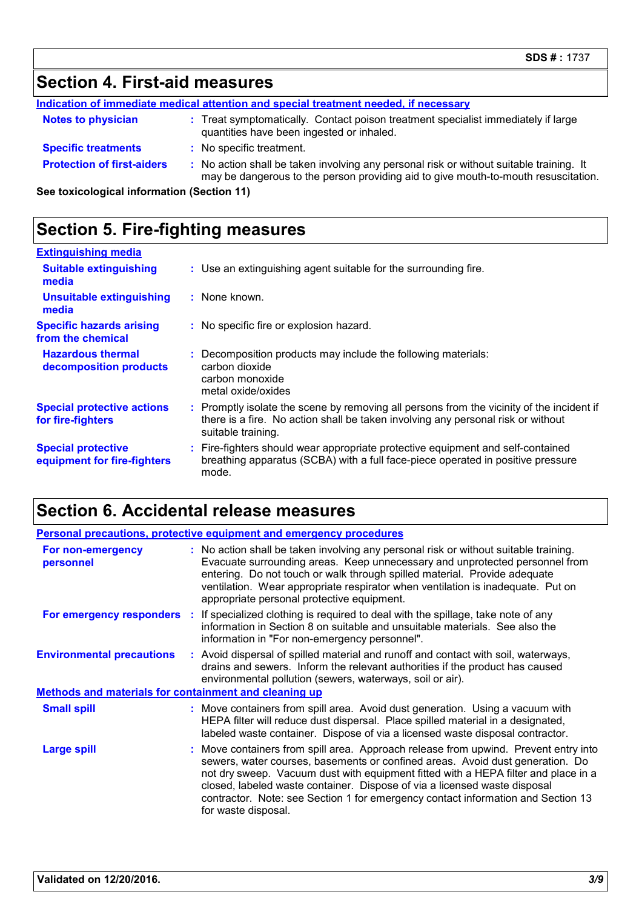## Section 4. First-aid measures

**Indication of immediate medical attention and special treatment needed, if necessary**

| | |
|---|---|
| **Notes to physician** | : Treat symptomatically. Contact poison treatment specialist immediately if large quantities have been ingested or inhaled. |
| **Specific treatments** | : No specific treatment. |
| **Protection of first-aiders** | : No action shall be taken involving any personal risk or without suitable training. It may be dangerous to the person providing aid to give mouth-to-mouth resuscitation. |

**See toxicological information (Section 11)**

## Section 5. Fire-fighting measures

**Extinguishing media**

| | |
|---|---|
| **Suitable extinguishing media** | : Use an extinguishing agent suitable for the surrounding fire. |
| **Unsuitable extinguishing media** | : None known. |
| **Specific hazards arising from the chemical** | : No specific fire or explosion hazard. |
| **Hazardous thermal decomposition products** | : Decomposition products may include the following materials: carbon dioxide carbon monoxide metal oxide/oxides |
| **Special protective actions for fire-fighters** | : Promptly isolate the scene by removing all persons from the vicinity of the incident if there is a fire. No action shall be taken involving any personal risk or without suitable training. |
| **Special protective equipment for fire-fighters** | : Fire-fighters should wear appropriate protective equipment and self-contained breathing apparatus (SCBA) with a full face-piece operated in positive pressure mode. |

## Section 6. Accidental release measures

**Personal precautions, protective equipment and emergency procedures**

| | |
|---|---|
| **For non-emergency personnel** | : No action shall be taken involving any personal risk or without suitable training. Evacuate surrounding areas. Keep unnecessary and unprotected personnel from entering. Do not touch or walk through spilled material. Provide adequate ventilation. Wear appropriate respirator when ventilation is inadequate. Put on appropriate personal protective equipment. |
| **For emergency responders** | : If specialized clothing is required to deal with the spillage, take note of any information in Section 8 on suitable and unsuitable materials. See also the information in "For non-emergency personnel". |
| **Environmental precautions** | : Avoid dispersal of spilled material and runoff and contact with soil, waterways, drains and sewers. Inform the relevant authorities if the product has caused environmental pollution (sewers, waterways, soil or air). |

**Methods and materials for containment and cleaning up**

| | |
|---|---|
| **Small spill** | : Move containers from spill area. Avoid dust generation. Using a vacuum with HEPA filter will reduce dust dispersal. Place spilled material in a designated, labeled waste container. Dispose of via a licensed waste disposal contractor. |
| **Large spill** | : Move containers from spill area. Approach release from upwind. Prevent entry into sewers, water courses, basements or confined areas. Avoid dust generation. Do not dry sweep. Vacuum dust with equipment fitted with a HEPA filter and place in a closed, labeled waste container. Dispose of via a licensed waste disposal contractor. Note: see Section 1 for emergency contact information and Section 13 for waste disposal. |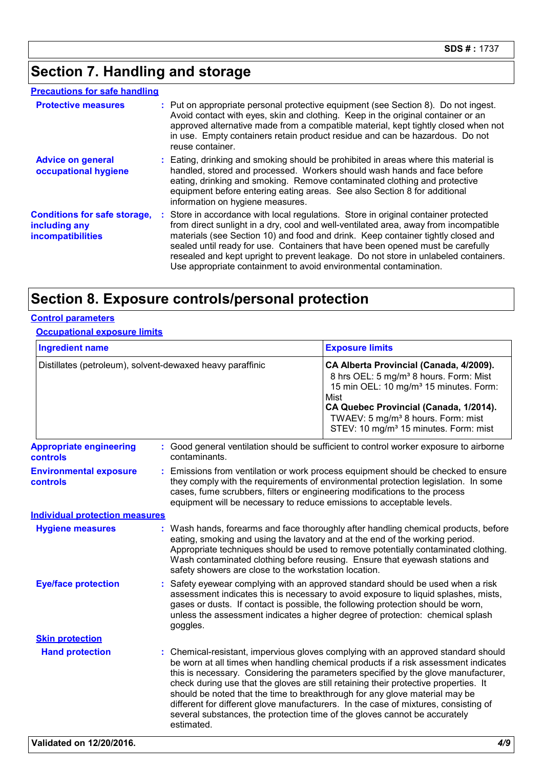## Section 7. Handling and storage

**Precautions for safe handling**

**Protective measures** : Put on appropriate personal protective equipment (see Section 8). Do not ingest. Avoid contact with eyes, skin and clothing. Keep in the original container or an approved alternative made from a compatible material, kept tightly closed when not in use. Empty containers retain product residue and can be hazardous. Do not reuse container.

**Advice on general occupational hygiene** : Eating, drinking and smoking should be prohibited in areas where this material is handled, stored and processed. Workers should wash hands and face before eating, drinking and smoking. Remove contaminated clothing and protective equipment before entering eating areas. See also Section 8 for additional information on hygiene measures.

**Conditions for safe storage, including any incompatibilities** : Store in accordance with local regulations. Store in original container protected from direct sunlight in a dry, cool and well-ventilated area, away from incompatible materials (see Section 10) and food and drink. Keep container tightly closed and sealed until ready for use. Containers that have been opened must be carefully resealed and kept upright to prevent leakage. Do not store in unlabeled containers. Use appropriate containment to avoid environmental contamination.

## Section 8. Exposure controls/personal protection

**Control parameters**

**Occupational exposure limits**

| Ingredient name | Exposure limits |
| --- | --- |
| Distillates (petroleum), solvent-dewaxed heavy paraffinic | **CA Alberta Provincial (Canada, 4/2009).** 8 hrs OEL: 5 mg/m³ 8 hours. Form: Mist 15 min OEL: 10 mg/m³ 15 minutes. Form: Mist **CA Quebec Provincial (Canada, 1/2014).** TWAEV: 5 mg/m³ 8 hours. Form: mist STEV: 10 mg/m³ 15 minutes. Form: mist |

**Appropriate engineering controls** : Good general ventilation should be sufficient to control worker exposure to airborne contaminants.

**Environmental exposure controls** : Emissions from ventilation or work process equipment should be checked to ensure they comply with the requirements of environmental protection legislation. In some cases, fume scrubbers, filters or engineering modifications to the process equipment will be necessary to reduce emissions to acceptable levels.

**Individual protection measures**

**Hygiene measures** : Wash hands, forearms and face thoroughly after handling chemical products, before eating, smoking and using the lavatory and at the end of the working period. Appropriate techniques should be used to remove potentially contaminated clothing. Wash contaminated clothing before reusing. Ensure that eyewash stations and safety showers are close to the workstation location.

**Eye/face protection** : Safety eyewear complying with an approved standard should be used when a risk assessment indicates this is necessary to avoid exposure to liquid splashes, mists, gases or dusts. If contact is possible, the following protection should be worn, unless the assessment indicates a higher degree of protection: chemical splash goggles.

**Skin protection**

**Hand protection** : Chemical-resistant, impervious gloves complying with an approved standard should be worn at all times when handling chemical products if a risk assessment indicates this is necessary. Considering the parameters specified by the glove manufacturer, check during use that the gloves are still retaining their protective properties. It should be noted that the time to breakthrough for any glove material may be different for different glove manufacturers. In the case of mixtures, consisting of several substances, the protection time of the gloves cannot be accurately estimated.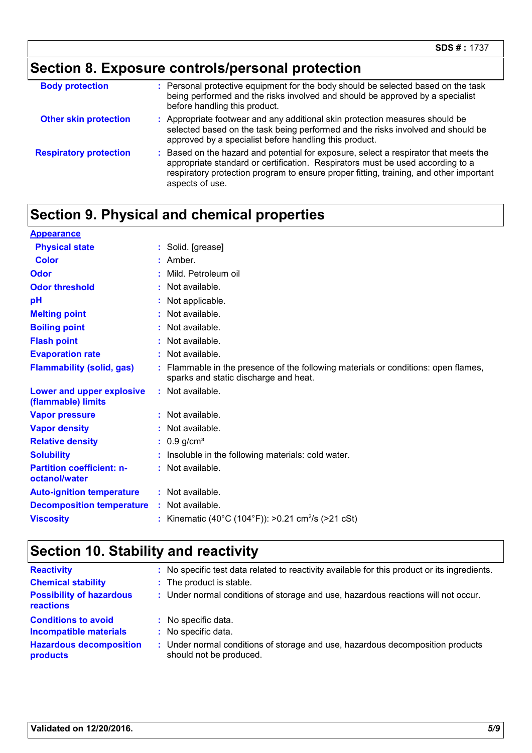## Section 8. Exposure controls/personal protection

| | |
|---|---|
| **Body protection** | Personal protective equipment for the body should be selected based on the task being performed and the risks involved and should be approved by a specialist before handling this product. |
| **Other skin protection** | Appropriate footwear and any additional skin protection measures should be selected based on the task being performed and the risks involved and should be approved by a specialist before handling this product. |
| **Respiratory protection** | Based on the hazard and potential for exposure, select a respirator that meets the appropriate standard or certification. Respirators must be used according to a respiratory protection program to ensure proper fitting, training, and other important aspects of use. |

## Section 9. Physical and chemical properties

**Appearance**

| | |
|---|---|
| **Physical state** | Solid. [grease] |
| **Color** | Amber. |
| **Odor** | Mild. Petroleum oil |
| **Odor threshold** | Not available. |
| **pH** | Not applicable. |
| **Melting point** | Not available. |
| **Boiling point** | Not available. |
| **Flash point** | Not available. |
| **Evaporation rate** | Not available. |
| **Flammability (solid, gas)** | Flammable in the presence of the following materials or conditions: open flames, sparks and static discharge and heat. |
| **Lower and upper explosive (flammable) limits** | Not available. |
| **Vapor pressure** | Not available. |
| **Vapor density** | Not available. |
| **Relative density** | 0.9 g/cm³ |
| **Solubility** | Insoluble in the following materials: cold water. |
| **Partition coefficient: n-octanol/water** | Not available. |
| **Auto-ignition temperature** | Not available. |
| **Decomposition temperature** | Not available. |
| **Viscosity** | Kinematic (40°C (104°F)): >0.21 $cm^2/s$ (>21 cSt) |

## Section 10. Stability and reactivity

| | |
|---|---|
| **Reactivity** | No specific test data related to reactivity available for this product or its ingredients. |
| **Chemical stability** | The product is stable. |
| **Possibility of hazardous reactions** | Under normal conditions of storage and use, hazardous reactions will not occur. |
| **Conditions to avoid** | No specific data. |
| **Incompatible materials** | No specific data. |
| **Hazardous decomposition products** | Under normal conditions of storage and use, hazardous decomposition products should not be produced. |

**Validated on 12/20/2016.**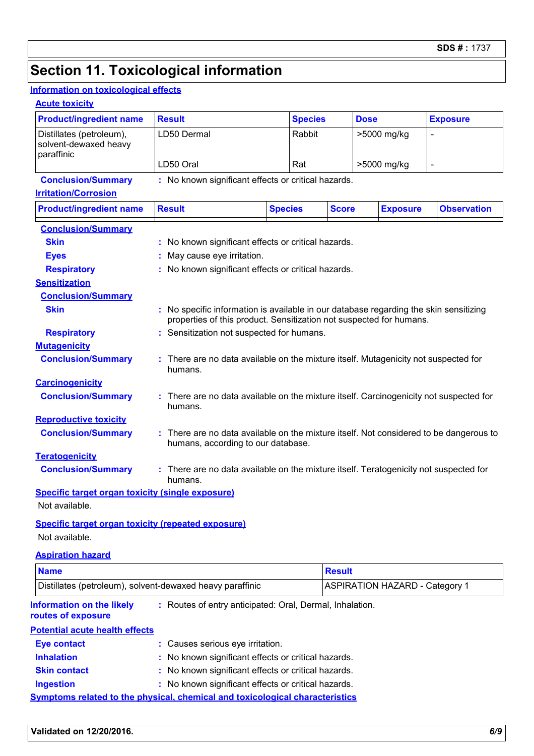# Section 11. Toxicological information

## Information on toxicological effects

### Acute toxicity

| Product/ingredient name | Result | Species | Dose | Exposure |
|---|---|---|---|---|
| Distillates (petroleum), solvent-dewaxed heavy paraffinic | LD50 Dermal | Rabbit | >5000 mg/kg | - |
| | LD50 Oral | Rat | >5000 mg/kg | - |

**Conclusion/Summary** : No known significant effects or critical hazards.

### Irritation/Corrosion

| Product/ingredient name | Result | Species | Score | Exposure | Observation |
|---|---|---|---|---|---|

**Conclusion/Summary**

**Skin** : No known significant effects or critical hazards.

**Eyes** : May cause eye irritation.

**Respiratory** : No known significant effects or critical hazards.

### Sensitization

**Conclusion/Summary**

**Skin** : No specific information is available in our database regarding the skin sensitizing properties of this product. Sensitization not suspected for humans.

**Respiratory** : Sensitization not suspected for humans.

### Mutagenicity

**Conclusion/Summary** : There are no data available on the mixture itself. Mutagenicity not suspected for humans.

### Carcinogenicity

**Conclusion/Summary** : There are no data available on the mixture itself. Carcinogenicity not suspected for humans.

### Reproductive toxicity

**Conclusion/Summary** : There are no data available on the mixture itself. Not considered to be dangerous to humans, according to our database.

### Teratogenicity

**Conclusion/Summary** : There are no data available on the mixture itself. Teratogenicity not suspected for humans.

### Specific target organ toxicity (single exposure)

Not available.

### Specific target organ toxicity (repeated exposure)

Not available.

### Aspiration hazard

| Name | Result |
|---|---|
| Distillates (petroleum), solvent-dewaxed heavy paraffinic | ASPIRATION HAZARD - Category 1 |

**Information on the likely routes of exposure** : Routes of entry anticipated: Oral, Dermal, Inhalation.

## Potential acute health effects

**Eye contact** : Causes serious eye irritation.

**Inhalation** : No known significant effects or critical hazards.

**Skin contact** : No known significant effects or critical hazards.

**Ingestion** : No known significant effects or critical hazards.

## Symptoms related to the physical, chemical and toxicological characteristics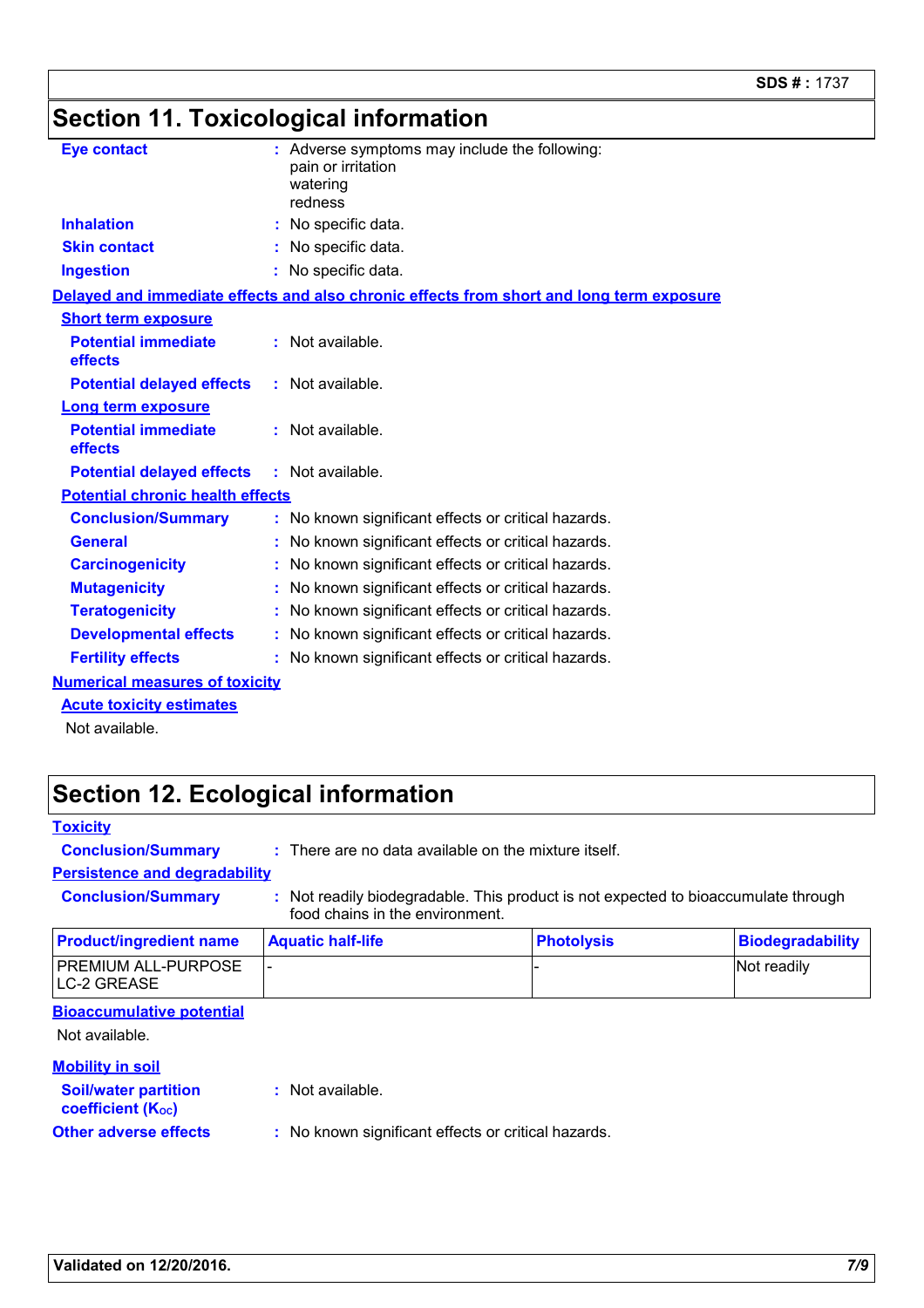## Section 11. Toxicological information

**Eye contact** : Adverse symptoms may include the following:
pain or irritation
watering
redness

**Inhalation** : No specific data.

**Skin contact** : No specific data.

**Ingestion** : No specific data.

**Delayed and immediate effects and also chronic effects from short and long term exposure**

**Short term exposure**

**Potential immediate effects** : Not available.

**Potential delayed effects** : Not available.

**Long term exposure**

**Potential immediate effects** : Not available.

**Potential delayed effects** : Not available.

**Potential chronic health effects**

**Conclusion/Summary** : No known significant effects or critical hazards.

**General** : No known significant effects or critical hazards.

**Carcinogenicity** : No known significant effects or critical hazards.

**Mutagenicity** : No known significant effects or critical hazards.

**Teratogenicity** : No known significant effects or critical hazards.

**Developmental effects** : No known significant effects or critical hazards.

**Fertility effects** : No known significant effects or critical hazards.

**Numerical measures of toxicity**

**Acute toxicity estimates**

Not available.

## Section 12. Ecological information

**Toxicity**

**Conclusion/Summary** : There are no data available on the mixture itself.

**Persistence and degradability**

**Conclusion/Summary** : Not readily biodegradable. This product is not expected to bioaccumulate through food chains in the environment.

| Product/ingredient name | Aquatic half-life | Photolysis | Biodegradability |
|---|---|---|---|
| PREMIUM ALL-PURPOSE LC-2 GREASE | - | - | Not readily |

**Bioaccumulative potential**

Not available.

**Mobility in soil**

**Soil/water partition coefficient ($K_{OC}$)** : Not available.

**Other adverse effects** : No known significant effects or critical hazards.

**Validated on 12/20/2016.**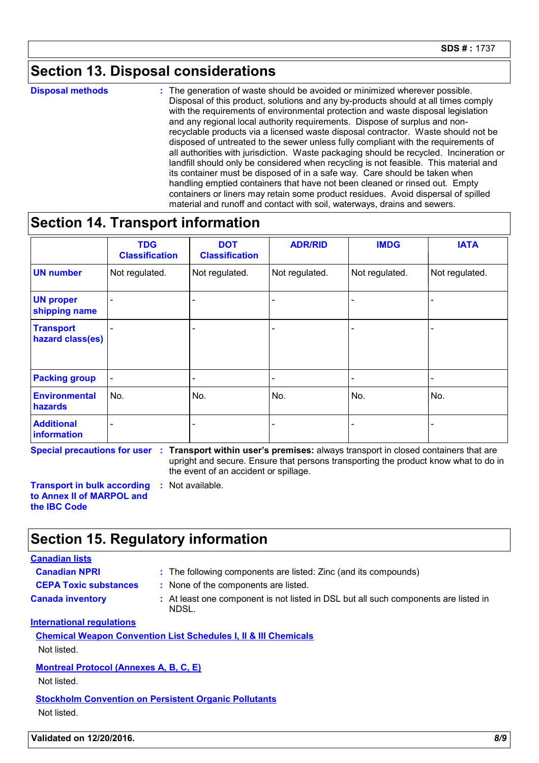## Section 13. Disposal considerations

**Disposal methods** : The generation of waste should be avoided or minimized wherever possible. Disposal of this product, solutions and any by-products should at all times comply with the requirements of environmental protection and waste disposal legislation and any regional local authority requirements. Dispose of surplus and non-recyclable products via a licensed waste disposal contractor. Waste should not be disposed of untreated to the sewer unless fully compliant with the requirements of all authorities with jurisdiction. Waste packaging should be recycled. Incineration or landfill should only be considered when recycling is not feasible. This material and its container must be disposed of in a safe way. Care should be taken when handling emptied containers that have not been cleaned or rinsed out. Empty containers or liners may retain some product residues. Avoid dispersal of spilled material and runoff and contact with soil, waterways, drains and sewers.

## Section 14. Transport information

| | TDG Classification | DOT Classification | ADR/RID | IMDG | IATA |
|---|---|---|---|---|---|
| UN number | Not regulated. | Not regulated. | Not regulated. | Not regulated. | Not regulated. |
| UN proper shipping name | - | - | - | - | - |
| Transport hazard class(es) | - | - | - | - | - |
| Packing group | - | - | - | - | - |
| Environmental hazards | No. | No. | No. | No. | No. |
| Additional information | - | - | - | - | - |

**Special precautions for user** : **Transport within user's premises:** always transport in closed containers that are upright and secure. Ensure that persons transporting the product know what to do in the event of an accident or spillage.

**Transport in bulk according to Annex II of MARPOL and the IBC Code** : Not available.

## Section 15. Regulatory information

**Canadian lists**

**Canadian NPRI** : The following components are listed: Zinc (and its compounds)

**CEPA Toxic substances** : None of the components are listed.

**Canada inventory** : At least one component is not listed in DSL but all such components are listed in NDSL.

**International regulations**

**Chemical Weapon Convention List Schedules I, II & III Chemicals**

Not listed.

**Montreal Protocol (Annexes A, B, C, E)**

Not listed.

**Stockholm Convention on Persistent Organic Pollutants**

Not listed.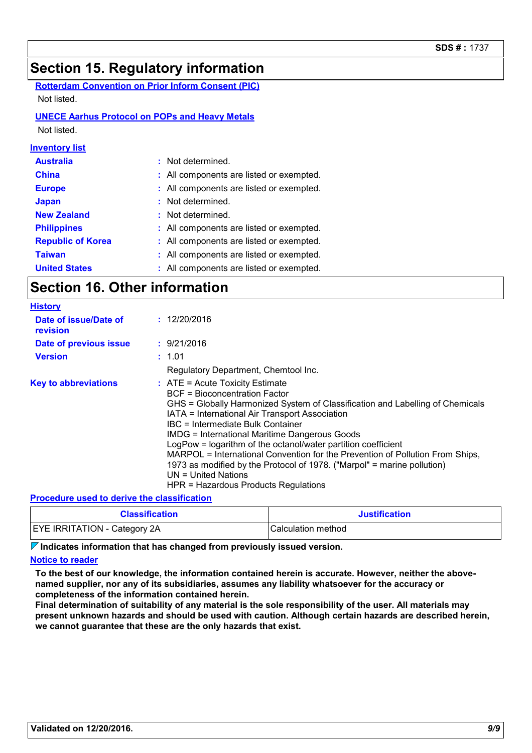## Section 15. Regulatory information

**Rotterdam Convention on Prior Inform Consent (PIC)**

Not listed.

**UNECE Aarhus Protocol on POPs and Heavy Metals**

Not listed.

**Inventory list**

| | |
|---|---|
| **Australia** | : Not determined. |
| **China** | : All components are listed or exempted. |
| **Europe** | : All components are listed or exempted. |
| **Japan** | : Not determined. |
| **New Zealand** | : Not determined. |
| **Philippines** | : All components are listed or exempted. |
| **Republic of Korea** | : All components are listed or exempted. |
| **Taiwan** | : All components are listed or exempted. |
| **United States** | : All components are listed or exempted. |

## Section 16. Other information

**History**

| | |
|---|---|
| **Date of issue/Date of revision** | : 12/20/2016 |
| **Date of previous issue** | : 9/21/2016 |
| **Version** | : 1.01 |
| | Regulatory Department, Chemtool Inc. |

**Key to abbreviations** :
ATE = Acute Toxicity Estimate
BCF = Bioconcentration Factor
GHS = Globally Harmonized System of Classification and Labelling of Chemicals
IATA = International Air Transport Association
IBC = Intermediate Bulk Container
IMDG = International Maritime Dangerous Goods
LogPow = logarithm of the octanol/water partition coefficient
MARPOL = International Convention for the Prevention of Pollution From Ships, 1973 as modified by the Protocol of 1978. ("Marpol" = marine pollution)
UN = United Nations
HPR = Hazardous Products Regulations

**Procedure used to derive the classification**

| Classification | Justification |
|---|---|
| EYE IRRITATION - Category 2A | Calculation method |

**Indicates information that has changed from previously issued version.**

**Notice to reader**

**To the best of our knowledge, the information contained herein is accurate. However, neither the above-named supplier, nor any of its subsidiaries, assumes any liability whatsoever for the accuracy or completeness of the information contained herein.**
**Final determination of suitability of any material is the sole responsibility of the user. All materials may present unknown hazards and should be used with caution. Although certain hazards are described herein, we cannot guarantee that these are the only hazards that exist.**